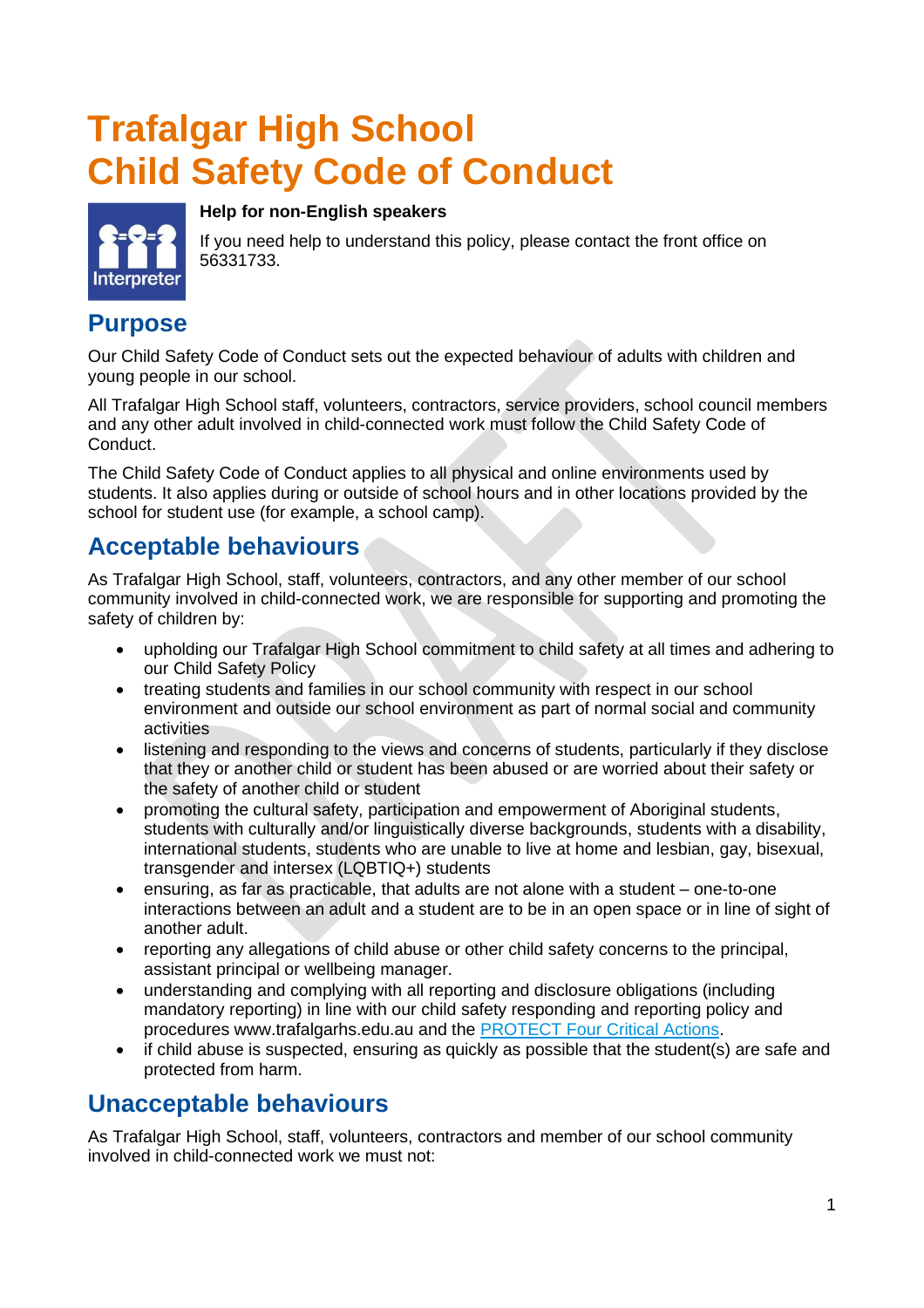# Trafalgar High School
# Child Safety Code of Conduct

**Help for non-English speakers**

If you need help to understand this policy, please contact the front office on 56331733.

## Purpose

Our Child Safety Code of Conduct sets out the expected behaviour of adults with children and young people in our school.

All Trafalgar High School staff, volunteers, contractors, service providers, school council members and any other adult involved in child-connected work must follow the Child Safety Code of Conduct.

The Child Safety Code of Conduct applies to all physical and online environments used by students. It also applies during or outside of school hours and in other locations provided by the school for student use (for example, a school camp).

## Acceptable behaviours

As Trafalgar High School, staff, volunteers, contractors, and any other member of our school community involved in child-connected work, we are responsible for supporting and promoting the safety of children by:

- upholding our Trafalgar High School commitment to child safety at all times and adhering to our Child Safety Policy
- treating students and families in our school community with respect in our school environment and outside our school environment as part of normal social and community activities
- listening and responding to the views and concerns of students, particularly if they disclose that they or another child or student has been abused or are worried about their safety or the safety of another child or student
- promoting the cultural safety, participation and empowerment of Aboriginal students, students with culturally and/or linguistically diverse backgrounds, students with a disability, international students, students who are unable to live at home and lesbian, gay, bisexual, transgender and intersex (LQBTIQ+) students
- ensuring, as far as practicable, that adults are not alone with a student – one-to-one interactions between an adult and a student are to be in an open space or in line of sight of another adult.
- reporting any allegations of child abuse or other child safety concerns to the principal, assistant principal or wellbeing manager.
- understanding and complying with all reporting and disclosure obligations (including mandatory reporting) in line with our child safety responding and reporting policy and procedures www.trafalgarhs.edu.au and the PROTECT Four Critical Actions.
- if child abuse is suspected, ensuring as quickly as possible that the student(s) are safe and protected from harm.

## Unacceptable behaviours

As Trafalgar High School, staff, volunteers, contractors and member of our school community involved in child-connected work we must not: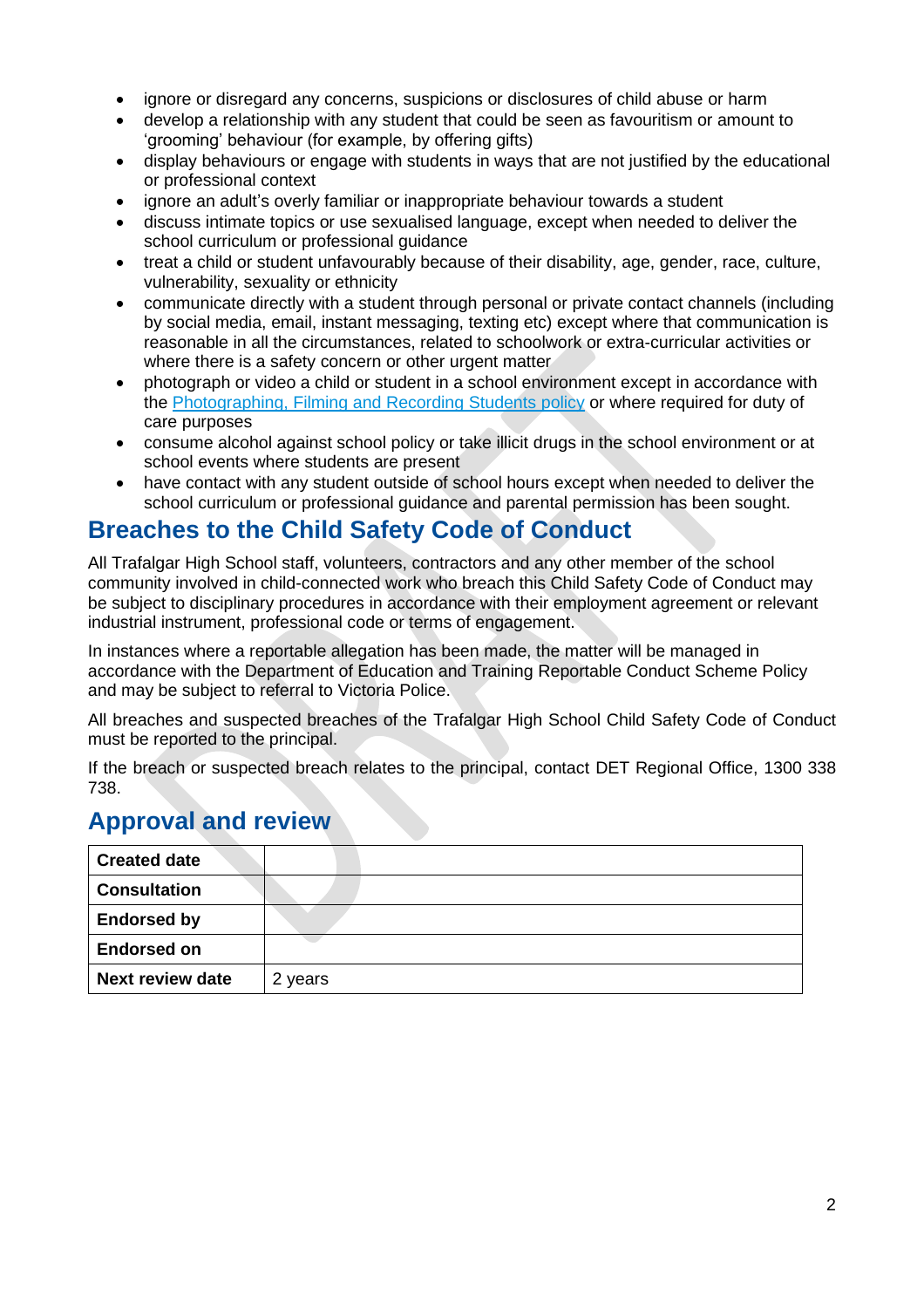- ignore or disregard any concerns, suspicions or disclosures of child abuse or harm
- develop a relationship with any student that could be seen as favouritism or amount to 'grooming' behaviour (for example, by offering gifts)
- display behaviours or engage with students in ways that are not justified by the educational or professional context
- ignore an adult's overly familiar or inappropriate behaviour towards a student
- discuss intimate topics or use sexualised language, except when needed to deliver the school curriculum or professional guidance
- treat a child or student unfavourably because of their disability, age, gender, race, culture, vulnerability, sexuality or ethnicity
- communicate directly with a student through personal or private contact channels (including by social media, email, instant messaging, texting etc) except where that communication is reasonable in all the circumstances, related to schoolwork or extra-curricular activities or where there is a safety concern or other urgent matter
- photograph or video a child or student in a school environment except in accordance with the Photographing, Filming and Recording Students policy or where required for duty of care purposes
- consume alcohol against school policy or take illicit drugs in the school environment or at school events where students are present
- have contact with any student outside of school hours except when needed to deliver the school curriculum or professional guidance and parental permission has been sought.

## Breaches to the Child Safety Code of Conduct

All Trafalgar High School staff, volunteers, contractors and any other member of the school community involved in child-connected work who breach this Child Safety Code of Conduct may be subject to disciplinary procedures in accordance with their employment agreement or relevant industrial instrument, professional code or terms of engagement.

In instances where a reportable allegation has been made, the matter will be managed in accordance with the Department of Education and Training Reportable Conduct Scheme Policy and may be subject to referral to Victoria Police.

All breaches and suspected breaches of the Trafalgar High School Child Safety Code of Conduct must be reported to the principal.

If the breach or suspected breach relates to the principal, contact DET Regional Office, 1300 338 738.

## Approval and review

| | |
|---|---|
| **Created date** | |
| **Consultation** | |
| **Endorsed by** | |
| **Endorsed on** | |
| **Next review date** | 2 years |